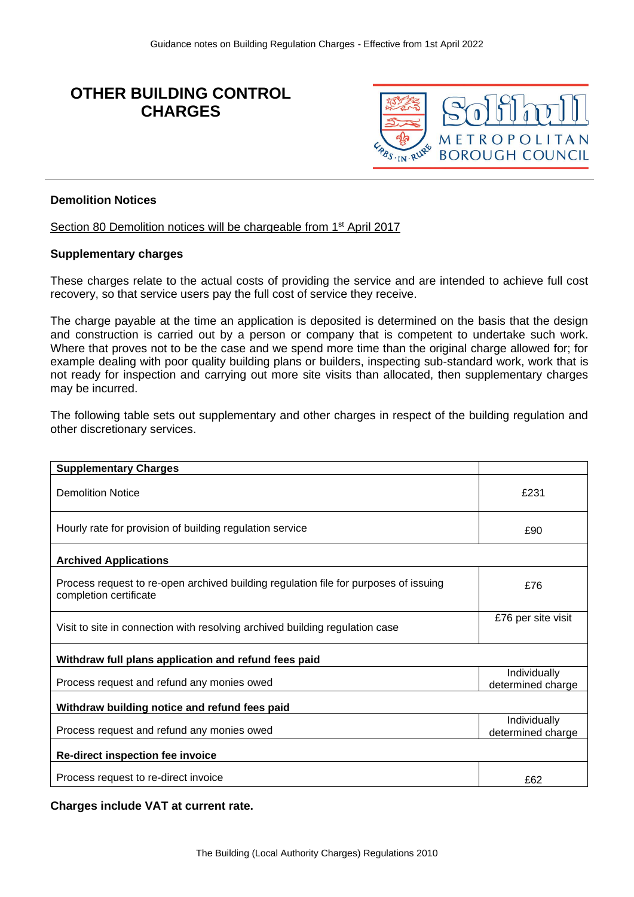# OTHER BUILDING CONTROL CHARGES

**Demolition Notices**

Section 80 Demolition notices will be chargeable from 1st April 2017

**Supplementary charges**

These charges relate to the actual costs of providing the service and are intended to achieve full cost recovery, so that service users pay the full cost of service they receive.

The charge payable at the time an application is deposited is determined on the basis that the design and construction is carried out by a person or company that is competent to undertake such work. Where that proves not to be the case and we spend more time than the original charge allowed for; for example dealing with poor quality building plans or builders, inspecting sub-standard work, work that is not ready for inspection and carrying out more site visits than allocated, then supplementary charges may be incurred.

The following table sets out supplementary and other charges in respect of the building regulation and other discretionary services.

| **Supplementary Charges** | |
|---|---|
| Demolition Notice | £231 |
| Hourly rate for provision of building regulation service | £90 |
| **Archived Applications** | |
| Process request to re-open archived building regulation file for purposes of issuing completion certificate | £76 |
| Visit to site in connection with resolving archived building regulation case | £76 per site visit |
| **Withdraw full plans application and refund fees paid** | |
| Process request and refund any monies owed | Individually determined charge |
| **Withdraw building notice and refund fees paid** | |
| Process request and refund any monies owed | Individually determined charge |
| **Re-direct inspection fee invoice** | |
| Process request to re-direct invoice | £62 |

**Charges include VAT at current rate.**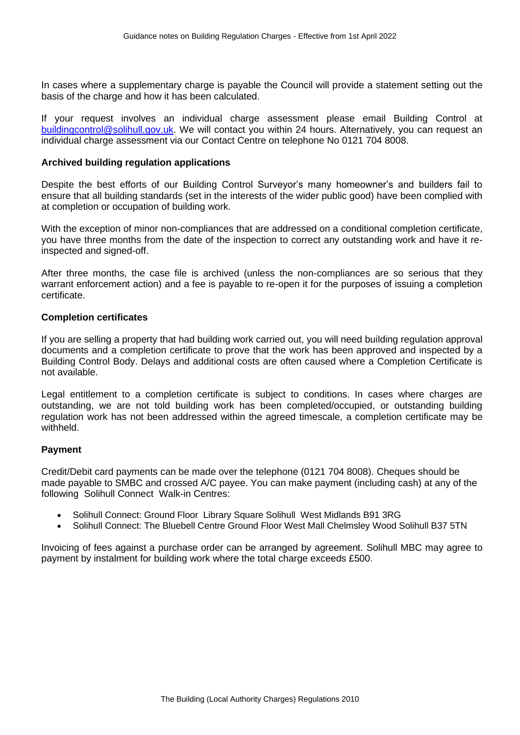In cases where a supplementary charge is payable the Council will provide a statement setting out the basis of the charge and how it has been calculated.

If your request involves an individual charge assessment please email Building Control at buildingcontrol@solihull.gov.uk. We will contact you within 24 hours. Alternatively, you can request an individual charge assessment via our Contact Centre on telephone No 0121 704 8008.

**Archived building regulation applications**

Despite the best efforts of our Building Control Surveyor's many homeowner's and builders fail to ensure that all building standards (set in the interests of the wider public good) have been complied with at completion or occupation of building work.

With the exception of minor non-compliances that are addressed on a conditional completion certificate, you have three months from the date of the inspection to correct any outstanding work and have it re-inspected and signed-off.

After three months, the case file is archived (unless the non-compliances are so serious that they warrant enforcement action) and a fee is payable to re-open it for the purposes of issuing a completion certificate.

**Completion certificates**

If you are selling a property that had building work carried out, you will need building regulation approval documents and a completion certificate to prove that the work has been approved and inspected by a Building Control Body. Delays and additional costs are often caused where a Completion Certificate is not available.

Legal entitlement to a completion certificate is subject to conditions. In cases where charges are outstanding, we are not told building work has been completed/occupied, or outstanding building regulation work has not been addressed within the agreed timescale, a completion certificate may be withheld.

**Payment**

Credit/Debit card payments can be made over the telephone (0121 704 8008). Cheques should be made payable to SMBC and crossed A/C payee. You can make payment (including cash) at any of the following Solihull Connect Walk-in Centres:

- Solihull Connect: Ground Floor Library Square Solihull West Midlands B91 3RG
- Solihull Connect: The Bluebell Centre Ground Floor West Mall Chelmsley Wood Solihull B37 5TN

Invoicing of fees against a purchase order can be arranged by agreement. Solihull MBC may agree to payment by instalment for building work where the total charge exceeds £500.